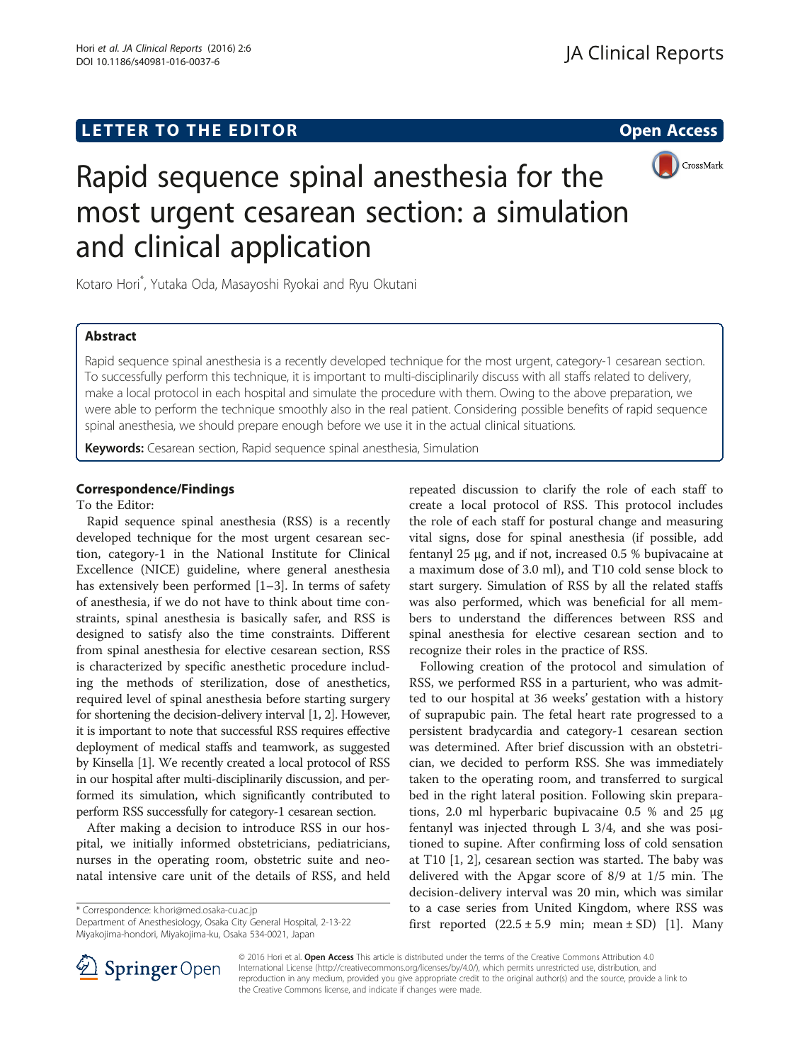**LETTER TO THE EDITOR** **Open Access**

# Rapid sequence spinal anesthesia for the most urgent cesarean section: a simulation and clinical application

Kotaro Hori*, Yutaka Oda, Masayoshi Ryokai and Ryu Okutani

## Abstract

Rapid sequence spinal anesthesia is a recently developed technique for the most urgent, category-1 cesarean section. To successfully perform this technique, it is important to multi-disciplinarily discuss with all staffs related to delivery, make a local protocol in each hospital and simulate the procedure with them. Owing to the above preparation, we were able to perform the technique smoothly also in the real patient. Considering possible benefits of rapid sequence spinal anesthesia, we should prepare enough before we use it in the actual clinical situations.

**Keywords:** Cesarean section, Rapid sequence spinal anesthesia, Simulation

## Correspondence/Findings

To the Editor:

Rapid sequence spinal anesthesia (RSS) is a recently developed technique for the most urgent cesarean section, category-1 in the National Institute for Clinical Excellence (NICE) guideline, where general anesthesia has extensively been performed [1–3]. In terms of safety of anesthesia, if we do not have to think about time constraints, spinal anesthesia is basically safer, and RSS is designed to satisfy also the time constraints. Different from spinal anesthesia for elective cesarean section, RSS is characterized by specific anesthetic procedure including the methods of sterilization, dose of anesthetics, required level of spinal anesthesia before starting surgery for shortening the decision-delivery interval [1, 2]. However, it is important to note that successful RSS requires effective deployment of medical staffs and teamwork, as suggested by Kinsella [1]. We recently created a local protocol of RSS in our hospital after multi-disciplinarily discussion, and performed its simulation, which significantly contributed to perform RSS successfully for category-1 cesarean section.

After making a decision to introduce RSS in our hospital, we initially informed obstetricians, pediatricians, nurses in the operating room, obstetric suite and neonatal intensive care unit of the details of RSS, and held repeated discussion to clarify the role of each staff to create a local protocol of RSS. This protocol includes the role of each staff for postural change and measuring vital signs, dose for spinal anesthesia (if possible, add fentanyl 25 μg, and if not, increased 0.5 % bupivacaine at a maximum dose of 3.0 ml), and T10 cold sense block to start surgery. Simulation of RSS by all the related staffs was also performed, which was beneficial for all members to understand the differences between RSS and spinal anesthesia for elective cesarean section and to recognize their roles in the practice of RSS.

Following creation of the protocol and simulation of RSS, we performed RSS in a parturient, who was admitted to our hospital at 36 weeks' gestation with a history of suprapubic pain. The fetal heart rate progressed to a persistent bradycardia and category-1 cesarean section was determined. After brief discussion with an obstetrician, we decided to perform RSS. She was immediately taken to the operating room, and transferred to surgical bed in the right lateral position. Following skin preparations, 2.0 ml hyperbaric bupivacaine 0.5 % and 25 μg fentanyl was injected through L 3/4, and she was positioned to supine. After confirming loss of cold sensation at T10 [1, 2], cesarean section was started. The baby was delivered with the Apgar score of 8/9 at 1/5 min. The decision-delivery interval was 20 min, which was similar to a case series from United Kingdom, where RSS was first reported ($22.5 \pm 5.9$ min; mean ± SD) [1]. Many

\* Correspondence: k.hori@med.osaka-cu.ac.jp
Department of Anesthesiology, Osaka City General Hospital, 2-13-22 Miyakojima-hondori, Miyakojima-ku, Osaka 534-0021, Japan

© 2016 Hori et al. **Open Access** This article is distributed under the terms of the Creative Commons Attribution 4.0 International License (http://creativecommons.org/licenses/by/4.0/), which permits unrestricted use, distribution, and reproduction in any medium, provided you give appropriate credit to the original author(s) and the source, provide a link to the Creative Commons license, and indicate if changes were made.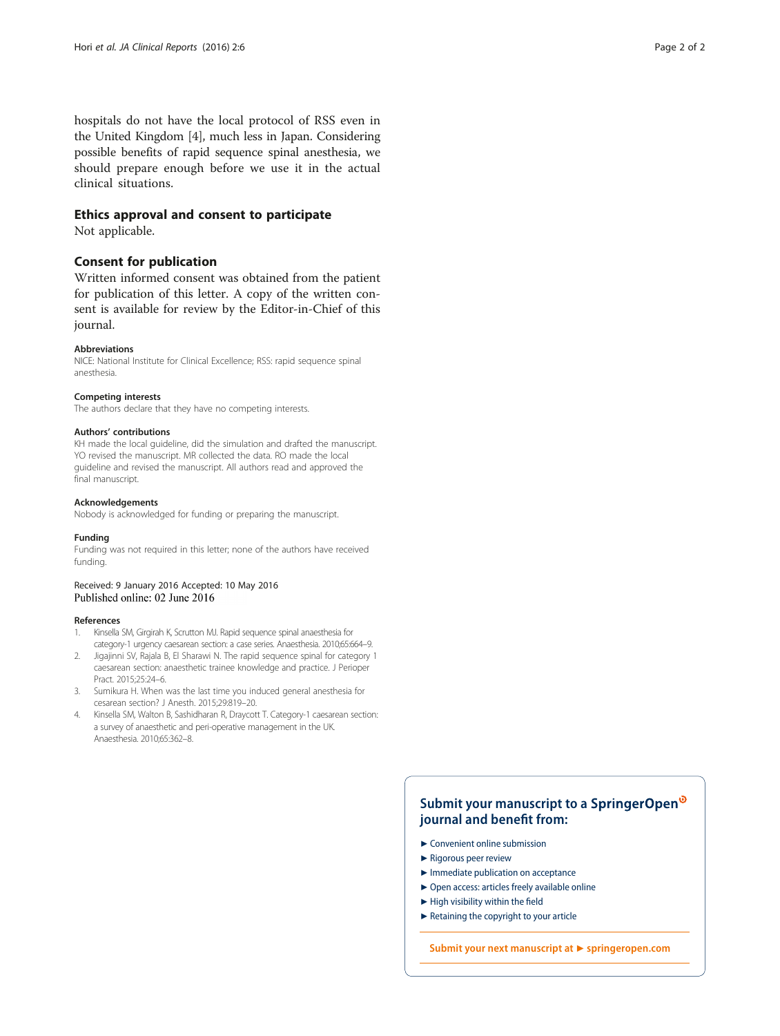hospitals do not have the local protocol of RSS even in the United Kingdom [4], much less in Japan. Considering possible benefits of rapid sequence spinal anesthesia, we should prepare enough before we use it in the actual clinical situations.

## Ethics approval and consent to participate

Not applicable.

## Consent for publication

Written informed consent was obtained from the patient for publication of this letter. A copy of the written consent is available for review by the Editor-in-Chief of this journal.

### Abbreviations

NICE: National Institute for Clinical Excellence; RSS: rapid sequence spinal anesthesia.

### Competing interests

The authors declare that they have no competing interests.

### Authors' contributions

KH made the local guideline, did the simulation and drafted the manuscript. YO revised the manuscript. MR collected the data. RO made the local guideline and revised the manuscript. All authors read and approved the final manuscript.

### Acknowledgements

Nobody is acknowledged for funding or preparing the manuscript.

### Funding

Funding was not required in this letter; none of the authors have received funding.

Received: 9 January 2016 Accepted: 10 May 2016
Published online: 02 June 2016

### References

1. Kinsella SM, Girgirah K, Scrutton MJ. Rapid sequence spinal anaesthesia for category-1 urgency caesarean section: a case series. Anaesthesia. 2010;65:664–9.
2. Jigajinni SV, Rajala B, El Sharawi N. The rapid sequence spinal for category 1 caesarean section: anaesthetic trainee knowledge and practice. J Perioper Pract. 2015;25:24–6.
3. Sumikura H. When was the last time you induced general anesthesia for cesarean section? J Anesth. 2015;29:819–20.
4. Kinsella SM, Walton B, Sashidharan R, Draycott T. Category-1 caesarean section: a survey of anaesthetic and peri-operative management in the UK. Anaesthesia. 2010;65:362–8.

**Submit your manuscript to a SpringerOpen journal and benefit from:**

- ► Convenient online submission
- ► Rigorous peer review
- ► Immediate publication on acceptance
- ► Open access: articles freely available online
- ► High visibility within the field
- ► Retaining the copyright to your article

Submit your next manuscript at ► springeropen.com